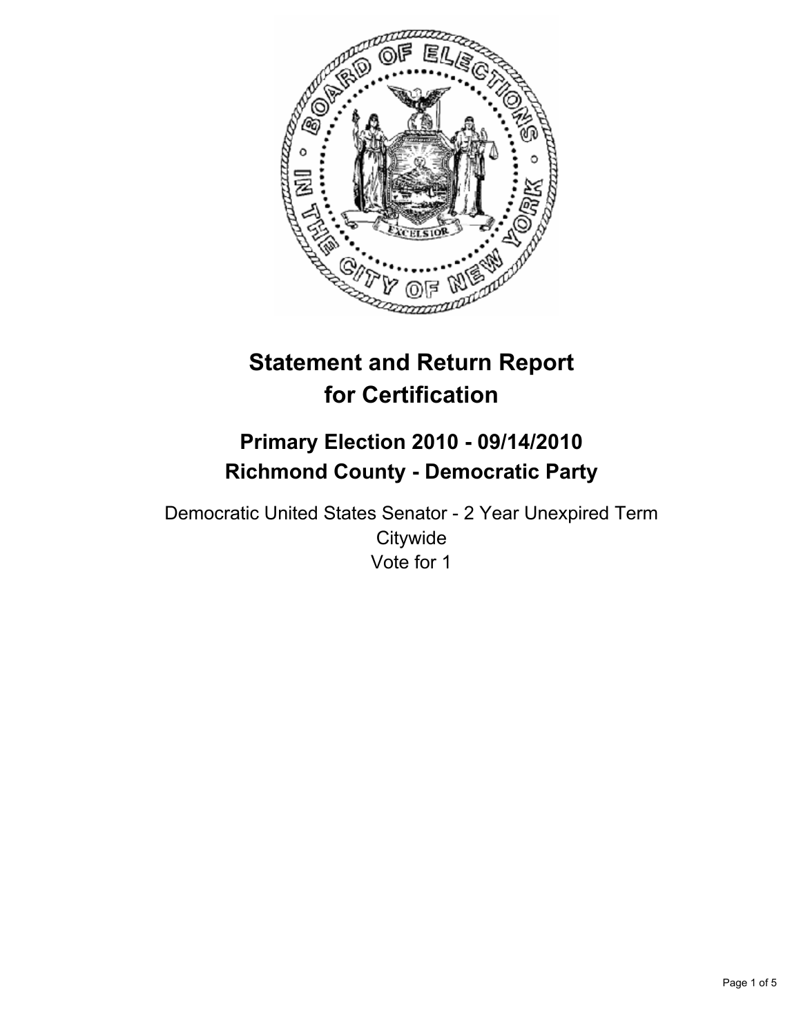# Statement and Return Report for Certification

## Primary Election 2010 - 09/14/2010
## Richmond County - Democratic Party

Democratic United States Senator - 2 Year Unexpired Term
Citywide
Vote for 1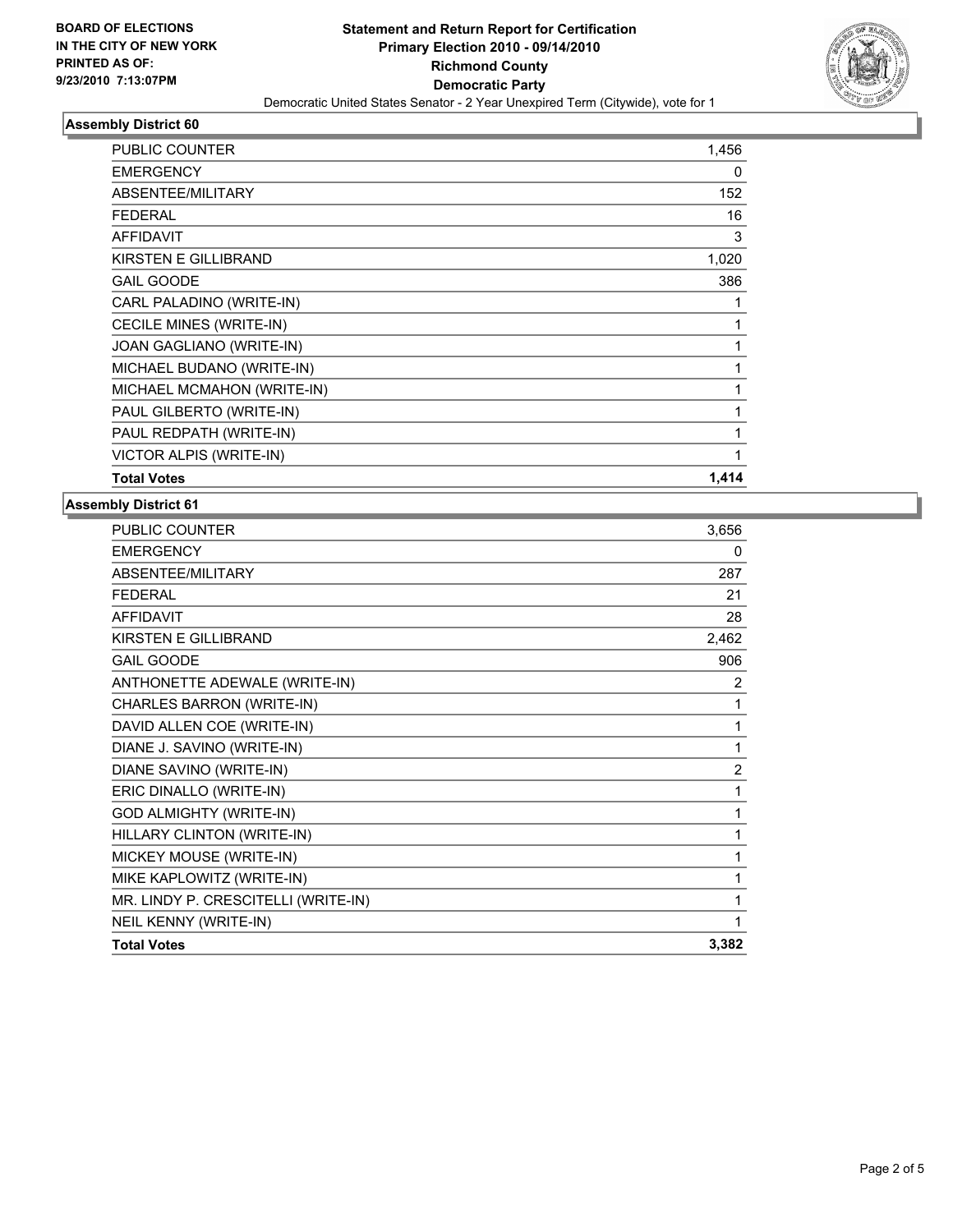**BOARD OF ELECTIONS IN THE CITY OF NEW YORK PRINTED AS OF: 9/23/2010 7:13:07PM**

**Statement and Return Report for Certification**
**Primary Election 2010 - 09/14/2010**
**Richmond County**
**Democratic Party**
Democratic United States Senator - 2 Year Unexpired Term (Citywide), vote for 1

### Assembly District 60

| | |
|---|---|
| PUBLIC COUNTER | 1,456 |
| EMERGENCY | 0 |
| ABSENTEE/MILITARY | 152 |
| FEDERAL | 16 |
| AFFIDAVIT | 3 |
| KIRSTEN E GILLIBRAND | 1,020 |
| GAIL GOODE | 386 |
| CARL PALADINO (WRITE-IN) | 1 |
| CECILE MINES (WRITE-IN) | 1 |
| JOAN GAGLIANO (WRITE-IN) | 1 |
| MICHAEL BUDANO (WRITE-IN) | 1 |
| MICHAEL MCMAHON (WRITE-IN) | 1 |
| PAUL GILBERTO (WRITE-IN) | 1 |
| PAUL REDPATH (WRITE-IN) | 1 |
| VICTOR ALPIS (WRITE-IN) | 1 |
| **Total Votes** | **1,414** |

### Assembly District 61

| | |
|---|---|
| PUBLIC COUNTER | 3,656 |
| EMERGENCY | 0 |
| ABSENTEE/MILITARY | 287 |
| FEDERAL | 21 |
| AFFIDAVIT | 28 |
| KIRSTEN E GILLIBRAND | 2,462 |
| GAIL GOODE | 906 |
| ANTHONETTE ADEWALE (WRITE-IN) | 2 |
| CHARLES BARRON (WRITE-IN) | 1 |
| DAVID ALLEN COE (WRITE-IN) | 1 |
| DIANE J. SAVINO (WRITE-IN) | 1 |
| DIANE SAVINO (WRITE-IN) | 2 |
| ERIC DINALLO (WRITE-IN) | 1 |
| GOD ALMIGHTY (WRITE-IN) | 1 |
| HILLARY CLINTON (WRITE-IN) | 1 |
| MICKEY MOUSE (WRITE-IN) | 1 |
| MIKE KAPLOWITZ (WRITE-IN) | 1 |
| MR. LINDY P. CRESCITELLI (WRITE-IN) | 1 |
| NEIL KENNY (WRITE-IN) | 1 |
| **Total Votes** | **3,382** |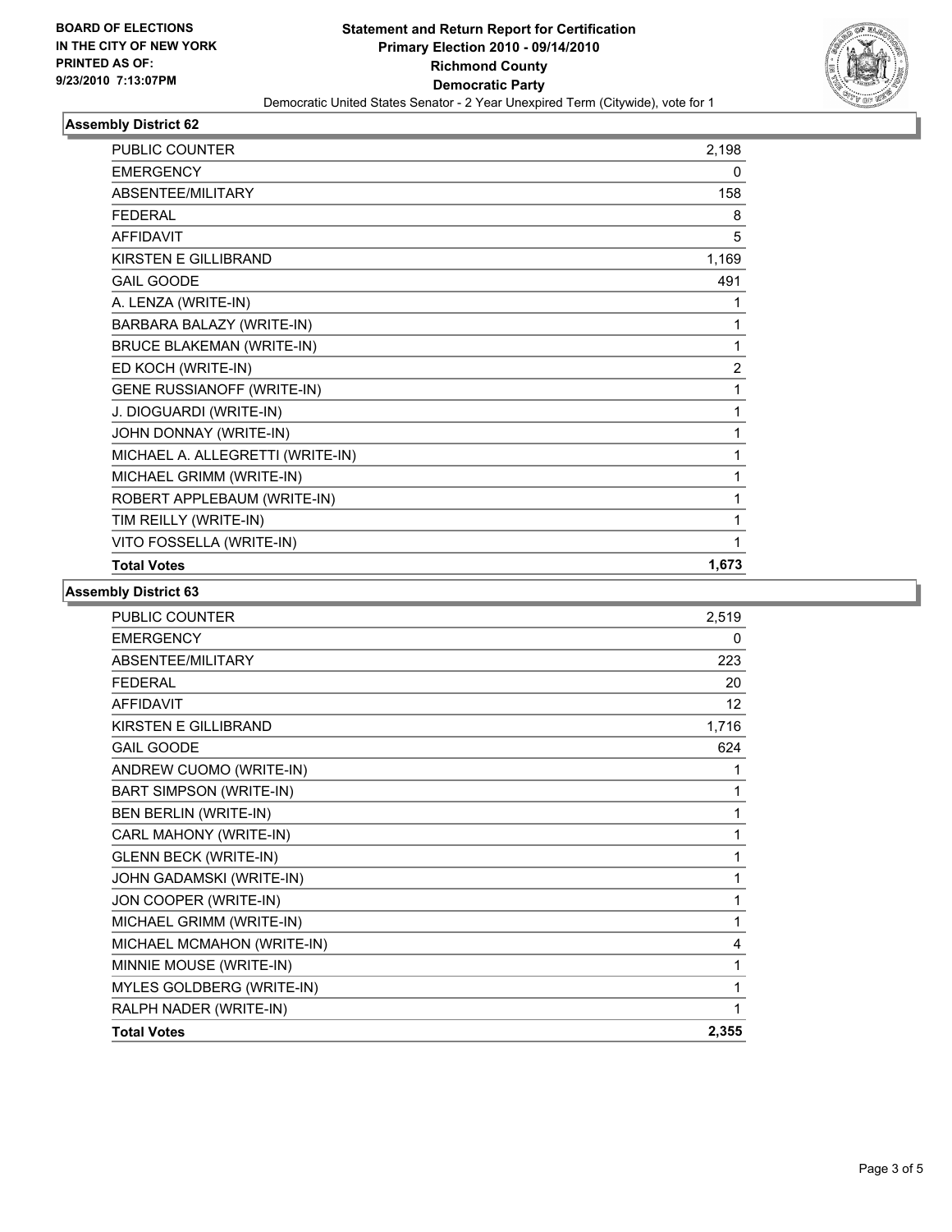BOARD OF ELECTIONS
IN THE CITY OF NEW YORK
PRINTED AS OF:
9/23/2010 7:13:07PM

# Statement and Return Report for Certification
## Primary Election 2010 - 09/14/2010
## Richmond County
## Democratic Party

Democratic United States Senator - 2 Year Unexpired Term (Citywide), vote for 1

### Assembly District 62

| | |
|---|---|
| PUBLIC COUNTER | 2,198 |
| EMERGENCY | 0 |
| ABSENTEE/MILITARY | 158 |
| FEDERAL | 8 |
| AFFIDAVIT | 5 |
| KIRSTEN E GILLIBRAND | 1,169 |
| GAIL GOODE | 491 |
| A. LENZA (WRITE-IN) | 1 |
| BARBARA BALAZY (WRITE-IN) | 1 |
| BRUCE BLAKEMAN (WRITE-IN) | 1 |
| ED KOCH (WRITE-IN) | 2 |
| GENE RUSSIANOFF (WRITE-IN) | 1 |
| J. DIOGUARDI (WRITE-IN) | 1 |
| JOHN DONNAY (WRITE-IN) | 1 |
| MICHAEL A. ALLEGRETTI (WRITE-IN) | 1 |
| MICHAEL GRIMM (WRITE-IN) | 1 |
| ROBERT APPLEBAUM (WRITE-IN) | 1 |
| TIM REILLY (WRITE-IN) | 1 |
| VITO FOSSELLA (WRITE-IN) | 1 |
| **Total Votes** | **1,673** |

### Assembly District 63

| | |
|---|---|
| PUBLIC COUNTER | 2,519 |
| EMERGENCY | 0 |
| ABSENTEE/MILITARY | 223 |
| FEDERAL | 20 |
| AFFIDAVIT | 12 |
| KIRSTEN E GILLIBRAND | 1,716 |
| GAIL GOODE | 624 |
| ANDREW CUOMO (WRITE-IN) | 1 |
| BART SIMPSON (WRITE-IN) | 1 |
| BEN BERLIN (WRITE-IN) | 1 |
| CARL MAHONY (WRITE-IN) | 1 |
| GLENN BECK (WRITE-IN) | 1 |
| JOHN GADAMSKI (WRITE-IN) | 1 |
| JON COOPER (WRITE-IN) | 1 |
| MICHAEL GRIMM (WRITE-IN) | 1 |
| MICHAEL MCMAHON (WRITE-IN) | 4 |
| MINNIE MOUSE (WRITE-IN) | 1 |
| MYLES GOLDBERG (WRITE-IN) | 1 |
| RALPH NADER (WRITE-IN) | 1 |
| **Total Votes** | **2,355** |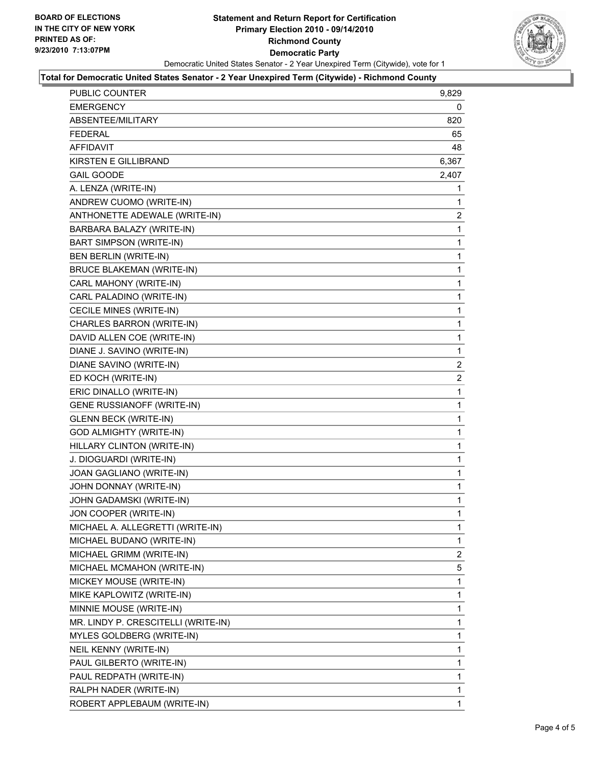**BOARD OF ELECTIONS IN THE CITY OF NEW YORK PRINTED AS OF: 9/23/2010 7:13:07PM**

# Statement and Return Report for Certification
## Primary Election 2010 - 09/14/2010
## Richmond County
## Democratic Party

Democratic United States Senator - 2 Year Unexpired Term (Citywide), vote for 1

**Total for Democratic United States Senator - 2 Year Unexpired Term (Citywide) - Richmond County**

| | |
|---|---|
| PUBLIC COUNTER | 9,829 |
| EMERGENCY | 0 |
| ABSENTEE/MILITARY | 820 |
| FEDERAL | 65 |
| AFFIDAVIT | 48 |
| KIRSTEN E GILLIBRAND | 6,367 |
| GAIL GOODE | 2,407 |
| A. LENZA (WRITE-IN) | 1 |
| ANDREW CUOMO (WRITE-IN) | 1 |
| ANTHONETTE ADEWALE (WRITE-IN) | 2 |
| BARBARA BALAZY (WRITE-IN) | 1 |
| BART SIMPSON (WRITE-IN) | 1 |
| BEN BERLIN (WRITE-IN) | 1 |
| BRUCE BLAKEMAN (WRITE-IN) | 1 |
| CARL MAHONY (WRITE-IN) | 1 |
| CARL PALADINO (WRITE-IN) | 1 |
| CECILE MINES (WRITE-IN) | 1 |
| CHARLES BARRON (WRITE-IN) | 1 |
| DAVID ALLEN COE (WRITE-IN) | 1 |
| DIANE J. SAVINO (WRITE-IN) | 1 |
| DIANE SAVINO (WRITE-IN) | 2 |
| ED KOCH (WRITE-IN) | 2 |
| ERIC DINALLO (WRITE-IN) | 1 |
| GENE RUSSIANOFF (WRITE-IN) | 1 |
| GLENN BECK (WRITE-IN) | 1 |
| GOD ALMIGHTY (WRITE-IN) | 1 |
| HILLARY CLINTON (WRITE-IN) | 1 |
| J. DIOGUARDI (WRITE-IN) | 1 |
| JOAN GAGLIANO (WRITE-IN) | 1 |
| JOHN DONNAY (WRITE-IN) | 1 |
| JOHN GADAMSKI (WRITE-IN) | 1 |
| JON COOPER (WRITE-IN) | 1 |
| MICHAEL A. ALLEGRETTI (WRITE-IN) | 1 |
| MICHAEL BUDANO (WRITE-IN) | 1 |
| MICHAEL GRIMM (WRITE-IN) | 2 |
| MICHAEL MCMAHON (WRITE-IN) | 5 |
| MICKEY MOUSE (WRITE-IN) | 1 |
| MIKE KAPLOWITZ (WRITE-IN) | 1 |
| MINNIE MOUSE (WRITE-IN) | 1 |
| MR. LINDY P. CRESCITELLI (WRITE-IN) | 1 |
| MYLES GOLDBERG (WRITE-IN) | 1 |
| NEIL KENNY (WRITE-IN) | 1 |
| PAUL GILBERTO (WRITE-IN) | 1 |
| PAUL REDPATH (WRITE-IN) | 1 |
| RALPH NADER (WRITE-IN) | 1 |
| ROBERT APPLEBAUM (WRITE-IN) | 1 |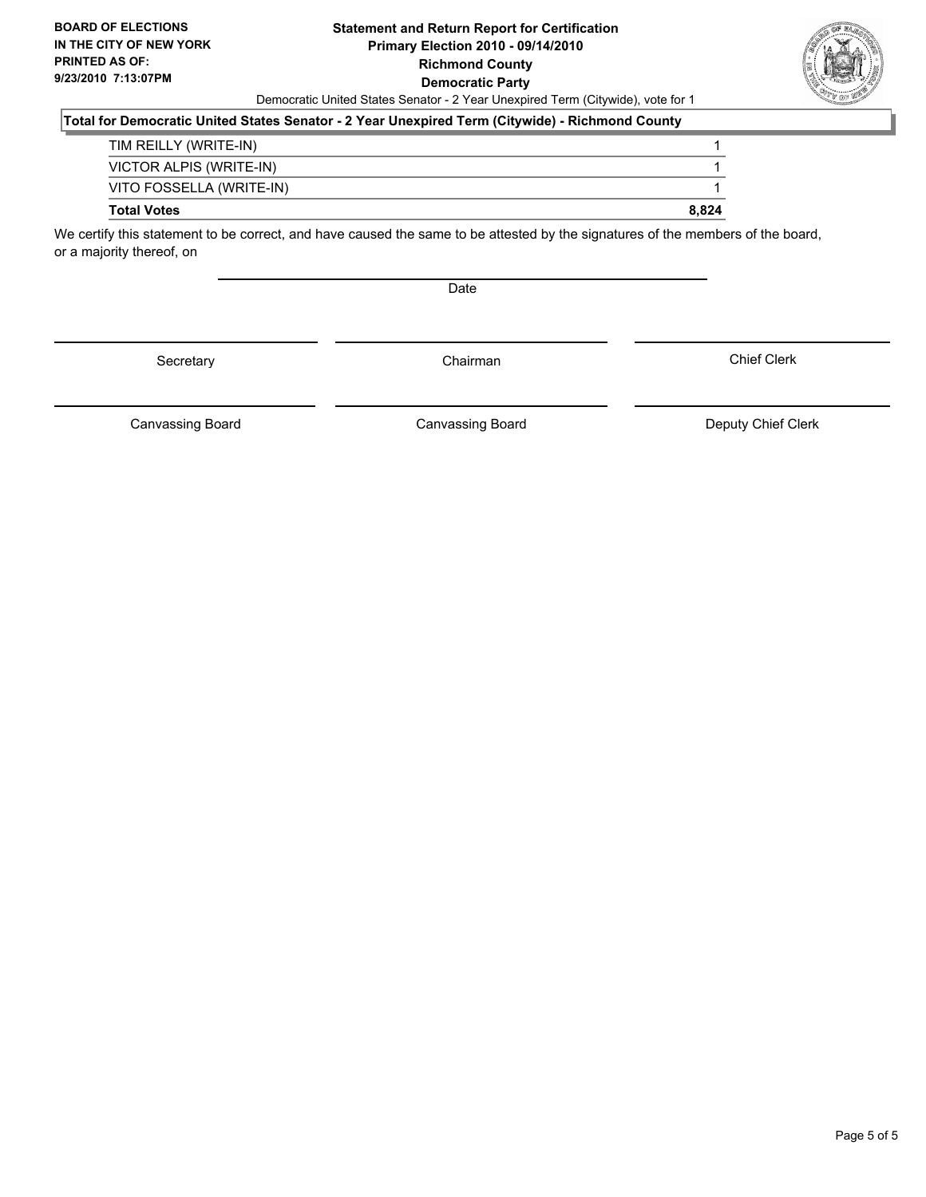**BOARD OF ELECTIONS IN THE CITY OF NEW YORK PRINTED AS OF: 9/23/2010 7:13:07PM**

**Statement and Return Report for Certification**
**Primary Election 2010 - 09/14/2010**
**Richmond County**
**Democratic Party**

Democratic United States Senator - 2 Year Unexpired Term (Citywide), vote for 1

**Total for Democratic United States Senator - 2 Year Unexpired Term (Citywide) - Richmond County**

| | |
|---|---|
| TIM REILLY (WRITE-IN) | 1 |
| VICTOR ALPIS (WRITE-IN) | 1 |
| VITO FOSSELLA (WRITE-IN) | 1 |
| **Total Votes** | **8,824** |

We certify this statement to be correct, and have caused the same to be attested by the signatures of the members of the board, or a majority thereof, on

Date

Secretary

Chairman

Chief Clerk

Canvassing Board

Canvassing Board

Deputy Chief Clerk